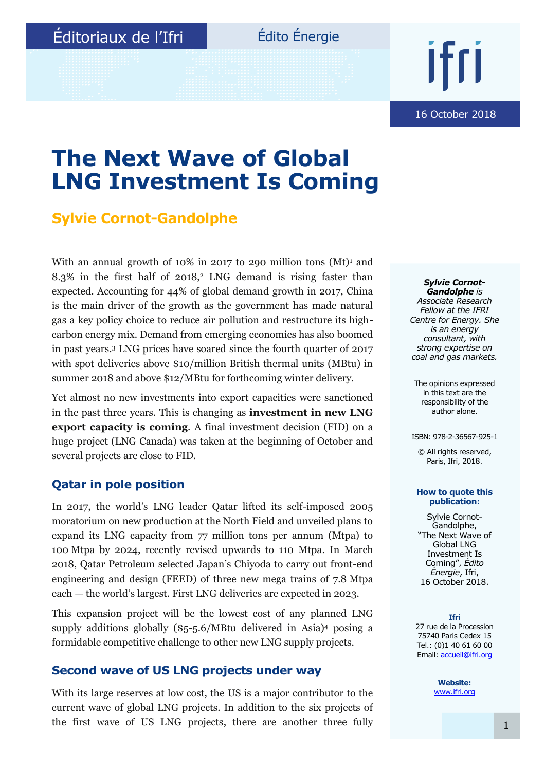Éditoriaux de l'Ifri

Édito Énergie

16 October 2018

# The Next Wave of Global LNG Investment Is Coming

## Sylvie Cornot-Gandolphe

With an annual growth of 10% in 2017 to 290 million tons (Mt)[1] and 8.3% in the first half of 2018,[2] LNG demand is rising faster than expected. Accounting for 44% of global demand growth in 2017, China is the main driver of the growth as the government has made natural gas a key policy choice to reduce air pollution and restructure its high-carbon energy mix. Demand from emerging economies has also boomed in past years.[3] LNG prices have soared since the fourth quarter of 2017 with spot deliveries above $10/million British thermal units (MBtu) in summer 2018 and above $12/MBtu for forthcoming winter delivery.

Yet almost no new investments into export capacities were sanctioned in the past three years. This is changing as **investment in new LNG export capacity is coming**. A final investment decision (FID) on a huge project (LNG Canada) was taken at the beginning of October and several projects are close to FID.

### Qatar in pole position

In 2017, the world's LNG leader Qatar lifted its self-imposed 2005 moratorium on new production at the North Field and unveiled plans to expand its LNG capacity from 77 million tons per annum (Mtpa) to 100 Mtpa by 2024, recently revised upwards to 110 Mtpa. In March 2018, Qatar Petroleum selected Japan's Chiyoda to carry out front-end engineering and design (FEED) of three new mega trains of 7.8 Mtpa each — the world's largest. First LNG deliveries are expected in 2023.

This expansion project will be the lowest cost of any planned LNG supply additions globally ($5-5.6/MBtu delivered in Asia)[4] posing a formidable competitive challenge to other new LNG supply projects.

### Second wave of US LNG projects under way

With its large reserves at low cost, the US is a major contributor to the current wave of global LNG projects. In addition to the six projects of the first wave of US LNG projects, there are another three fully

***Sylvie Cornot-Gandolphe*** *is Associate Research Fellow at the IFRI Centre for Energy. She is an energy consultant, with strong expertise on coal and gas markets.*

The opinions expressed in this text are the responsibility of the author alone.

ISBN: 978-2-36567-925-1

© All rights reserved, Paris, Ifri, 2018.

**How to quote this publication:**

Sylvie Cornot-Gandolphe, "The Next Wave of Global LNG Investment Is Coming", *Édito Énergie*, Ifri, 16 October 2018.

**Ifri**
27 rue de la Procession
75740 Paris Cedex 15
Tel.: (0)1 40 61 60 00
Email: accueil@ifri.org

**Website:**
www.ifri.org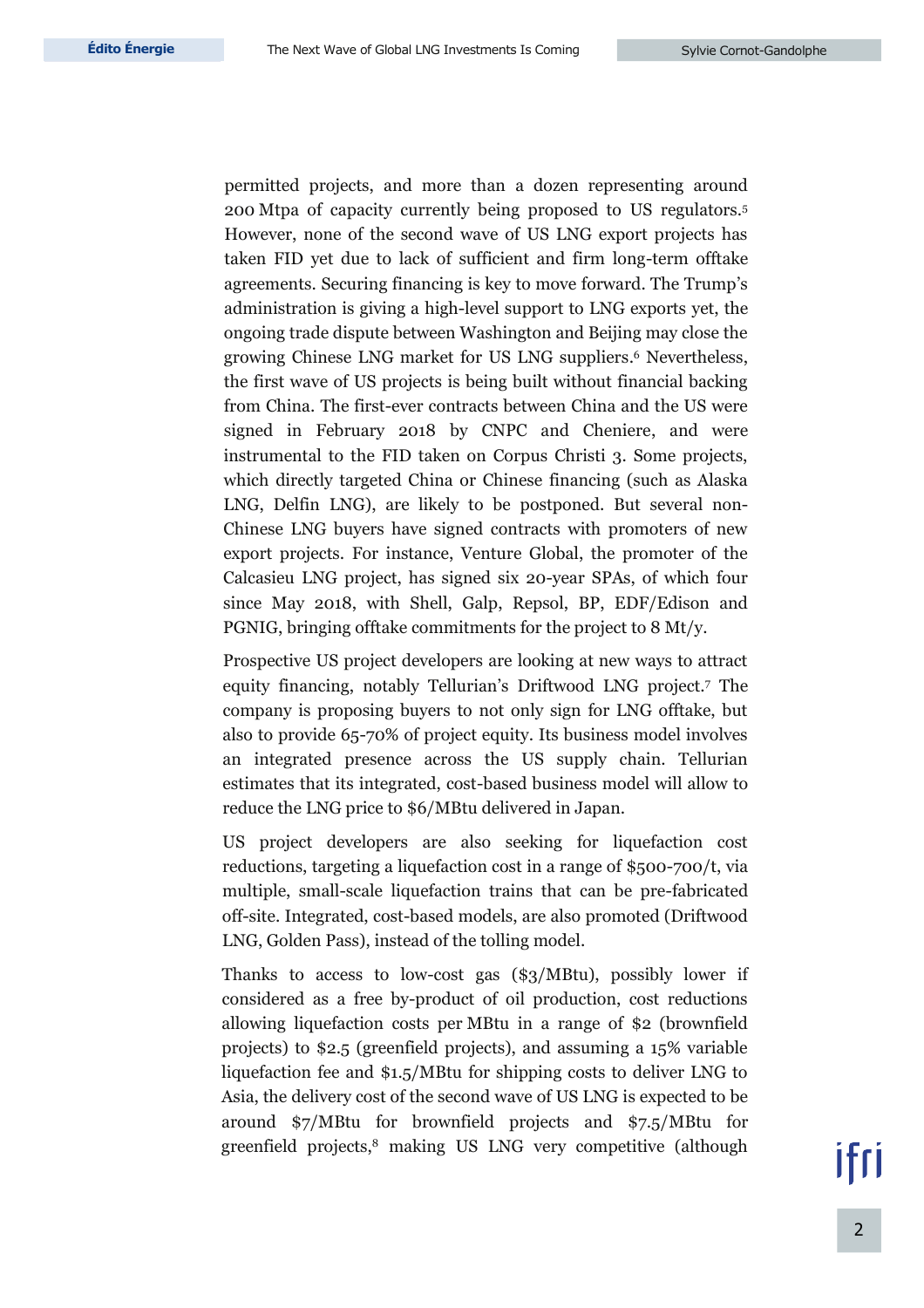permitted projects, and more than a dozen representing around 200 Mtpa of capacity currently being proposed to US regulators.[5] However, none of the second wave of US LNG export projects has taken FID yet due to lack of sufficient and firm long-term offtake agreements. Securing financing is key to move forward. The Trump's administration is giving a high-level support to LNG exports yet, the ongoing trade dispute between Washington and Beijing may close the growing Chinese LNG market for US LNG suppliers.[6] Nevertheless, the first wave of US projects is being built without financial backing from China. The first-ever contracts between China and the US were signed in February 2018 by CNPC and Cheniere, and were instrumental to the FID taken on Corpus Christi 3. Some projects, which directly targeted China or Chinese financing (such as Alaska LNG, Delfin LNG), are likely to be postponed. But several non-Chinese LNG buyers have signed contracts with promoters of new export projects. For instance, Venture Global, the promoter of the Calcasieu LNG project, has signed six 20-year SPAs, of which four since May 2018, with Shell, Galp, Repsol, BP, EDF/Edison and PGNIG, bringing offtake commitments for the project to 8 Mt/y.

Prospective US project developers are looking at new ways to attract equity financing, notably Tellurian's Driftwood LNG project.[7] The company is proposing buyers to not only sign for LNG offtake, but also to provide 65-70% of project equity. Its business model involves an integrated presence across the US supply chain. Tellurian estimates that its integrated, cost-based business model will allow to reduce the LNG price to $6/MBtu delivered in Japan.

US project developers are also seeking for liquefaction cost reductions, targeting a liquefaction cost in a range of $500-700/t, via multiple, small-scale liquefaction trains that can be pre-fabricated off-site. Integrated, cost-based models, are also promoted (Driftwood LNG, Golden Pass), instead of the tolling model.

Thanks to access to low-cost gas ($3/MBtu), possibly lower if considered as a free by-product of oil production, cost reductions allowing liquefaction costs per MBtu in a range of $2 (brownfield projects) to $2.5 (greenfield projects), and assuming a 15% variable liquefaction fee and $1.5/MBtu for shipping costs to deliver LNG to Asia, the delivery cost of the second wave of US LNG is expected to be around $7/MBtu for brownfield projects and $7.5/MBtu for greenfield projects,[8] making US LNG very competitive (although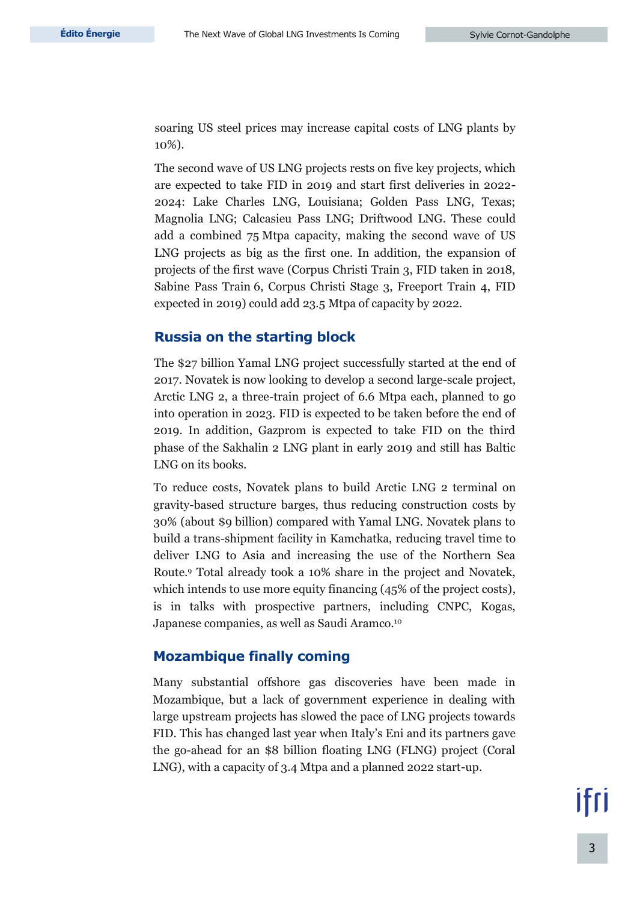soaring US steel prices may increase capital costs of LNG plants by 10%).

The second wave of US LNG projects rests on five key projects, which are expected to take FID in 2019 and start first deliveries in 2022-2024: Lake Charles LNG, Louisiana; Golden Pass LNG, Texas; Magnolia LNG; Calcasieu Pass LNG; Driftwood LNG. These could add a combined 75 Mtpa capacity, making the second wave of US LNG projects as big as the first one. In addition, the expansion of projects of the first wave (Corpus Christi Train 3, FID taken in 2018, Sabine Pass Train 6, Corpus Christi Stage 3, Freeport Train 4, FID expected in 2019) could add 23.5 Mtpa of capacity by 2022.

## Russia on the starting block

The $27 billion Yamal LNG project successfully started at the end of 2017. Novatek is now looking to develop a second large-scale project, Arctic LNG 2, a three-train project of 6.6 Mtpa each, planned to go into operation in 2023. FID is expected to be taken before the end of 2019. In addition, Gazprom is expected to take FID on the third phase of the Sakhalin 2 LNG plant in early 2019 and still has Baltic LNG on its books.

To reduce costs, Novatek plans to build Arctic LNG 2 terminal on gravity-based structure barges, thus reducing construction costs by 30% (about $9 billion) compared with Yamal LNG. Novatek plans to build a trans-shipment facility in Kamchatka, reducing travel time to deliver LNG to Asia and increasing the use of the Northern Sea Route.[9] Total already took a 10% share in the project and Novatek, which intends to use more equity financing (45% of the project costs), is in talks with prospective partners, including CNPC, Kogas, Japanese companies, as well as Saudi Aramco.[10]

## Mozambique finally coming

Many substantial offshore gas discoveries have been made in Mozambique, but a lack of government experience in dealing with large upstream projects has slowed the pace of LNG projects towards FID. This has changed last year when Italy's Eni and its partners gave the go-ahead for an $8 billion floating LNG (FLNG) project (Coral LNG), with a capacity of 3.4 Mtpa and a planned 2022 start-up.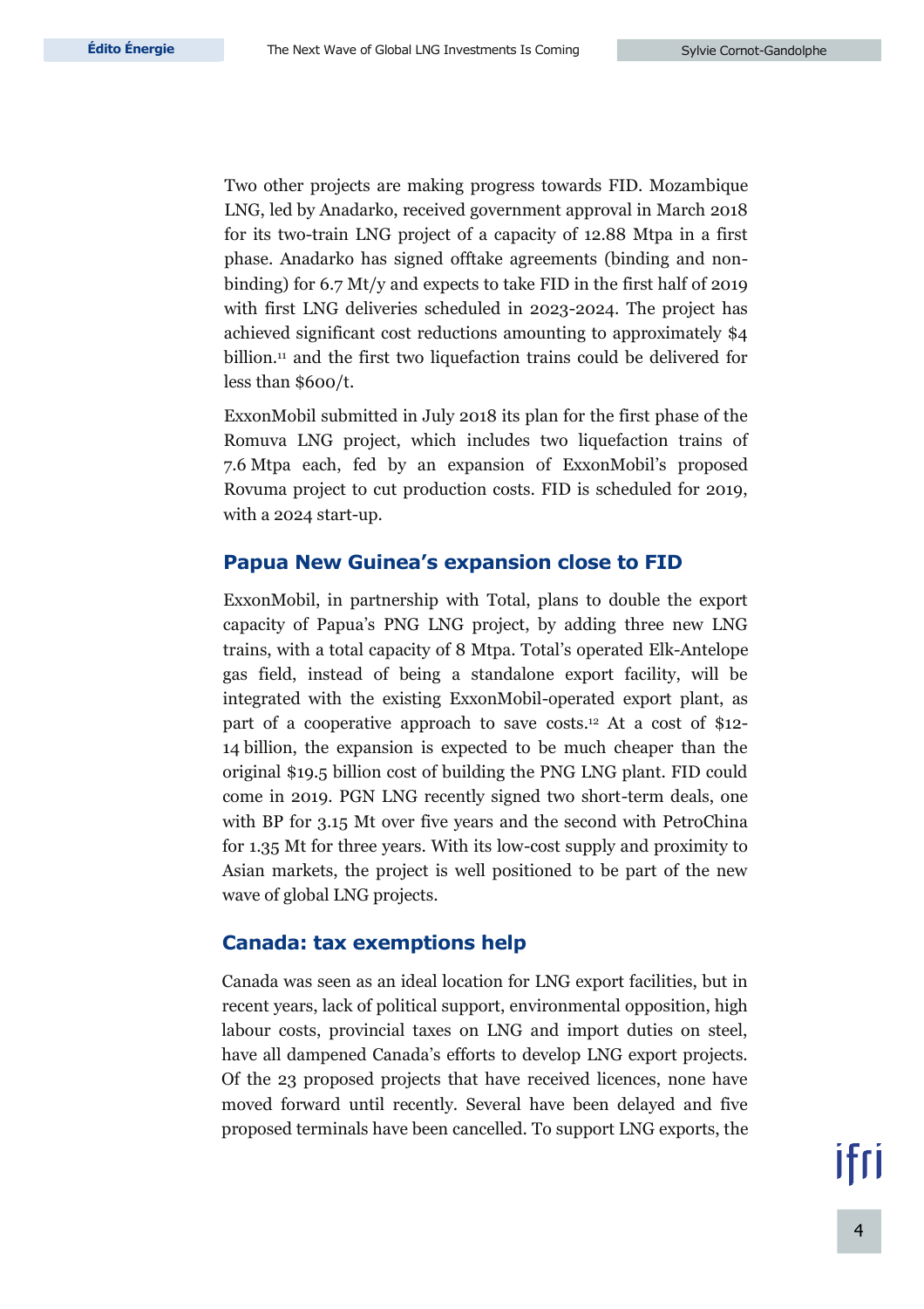Two other projects are making progress towards FID. Mozambique LNG, led by Anadarko, received government approval in March 2018 for its two-train LNG project of a capacity of 12.88 Mtpa in a first phase. Anadarko has signed offtake agreements (binding and non-binding) for 6.7 Mt/y and expects to take FID in the first half of 2019 with first LNG deliveries scheduled in 2023-2024. The project has achieved significant cost reductions amounting to approximately $4 billion.[11] and the first two liquefaction trains could be delivered for less than $600/t.

ExxonMobil submitted in July 2018 its plan for the first phase of the Romuva LNG project, which includes two liquefaction trains of 7.6 Mtpa each, fed by an expansion of ExxonMobil's proposed Rovuma project to cut production costs. FID is scheduled for 2019, with a 2024 start-up.

## Papua New Guinea's expansion close to FID

ExxonMobil, in partnership with Total, plans to double the export capacity of Papua's PNG LNG project, by adding three new LNG trains, with a total capacity of 8 Mtpa. Total's operated Elk-Antelope gas field, instead of being a standalone export facility, will be integrated with the existing ExxonMobil-operated export plant, as part of a cooperative approach to save costs.[12] At a cost of $12-14 billion, the expansion is expected to be much cheaper than the original $19.5 billion cost of building the PNG LNG plant. FID could come in 2019. PGN LNG recently signed two short-term deals, one with BP for 3.15 Mt over five years and the second with PetroChina for 1.35 Mt for three years. With its low-cost supply and proximity to Asian markets, the project is well positioned to be part of the new wave of global LNG projects.

## Canada: tax exemptions help

Canada was seen as an ideal location for LNG export facilities, but in recent years, lack of political support, environmental opposition, high labour costs, provincial taxes on LNG and import duties on steel, have all dampened Canada's efforts to develop LNG export projects. Of the 23 proposed projects that have received licences, none have moved forward until recently. Several have been delayed and five proposed terminals have been cancelled. To support LNG exports, the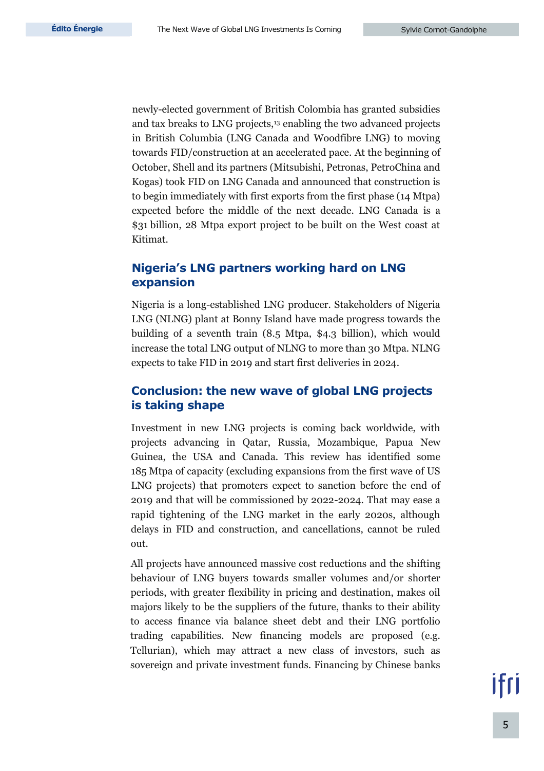newly-elected government of British Colombia has granted subsidies and tax breaks to LNG projects,[13] enabling the two advanced projects in British Columbia (LNG Canada and Woodfibre LNG) to moving towards FID/construction at an accelerated pace. At the beginning of October, Shell and its partners (Mitsubishi, Petronas, PetroChina and Kogas) took FID on LNG Canada and announced that construction is to begin immediately with first exports from the first phase (14 Mtpa) expected before the middle of the next decade. LNG Canada is a $31 billion, 28 Mtpa export project to be built on the West coast at Kitimat.

## Nigeria's LNG partners working hard on LNG expansion

Nigeria is a long-established LNG producer. Stakeholders of Nigeria LNG (NLNG) plant at Bonny Island have made progress towards the building of a seventh train (8.5 Mtpa, $4.3 billion), which would increase the total LNG output of NLNG to more than 30 Mtpa. NLNG expects to take FID in 2019 and start first deliveries in 2024.

## Conclusion: the new wave of global LNG projects is taking shape

Investment in new LNG projects is coming back worldwide, with projects advancing in Qatar, Russia, Mozambique, Papua New Guinea, the USA and Canada. This review has identified some 185 Mtpa of capacity (excluding expansions from the first wave of US LNG projects) that promoters expect to sanction before the end of 2019 and that will be commissioned by 2022-2024. That may ease a rapid tightening of the LNG market in the early 2020s, although delays in FID and construction, and cancellations, cannot be ruled out.

All projects have announced massive cost reductions and the shifting behaviour of LNG buyers towards smaller volumes and/or shorter periods, with greater flexibility in pricing and destination, makes oil majors likely to be the suppliers of the future, thanks to their ability to access finance via balance sheet debt and their LNG portfolio trading capabilities. New financing models are proposed (e.g. Tellurian), which may attract a new class of investors, such as sovereign and private investment funds. Financing by Chinese banks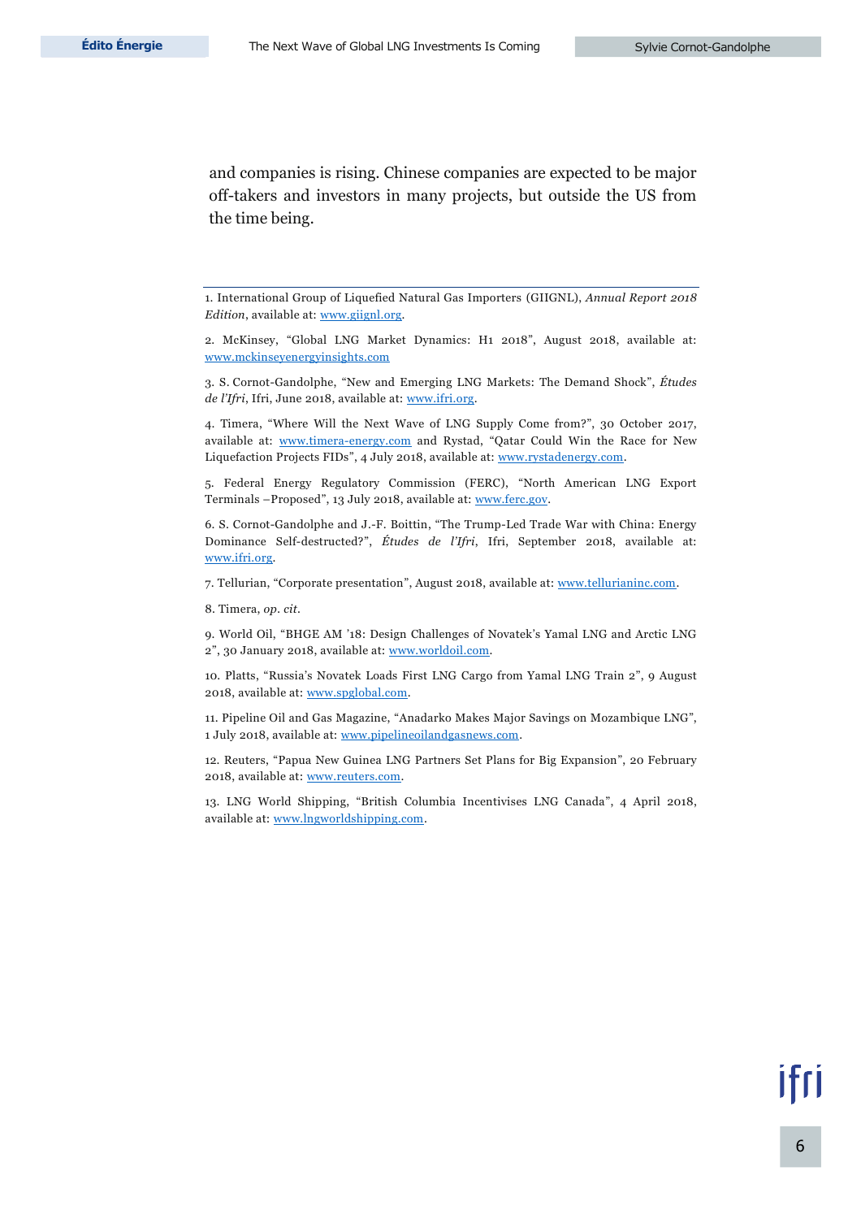and companies is rising. Chinese companies are expected to be major off-takers and investors in many projects, but outside the US from the time being.

---

1. International Group of Liquefied Natural Gas Importers (GIIGNL), *Annual Report 2018 Edition*, available at: www.giignl.org.

2. McKinsey, "Global LNG Market Dynamics: H1 2018", August 2018, available at: www.mckinseyenergyinsights.com

3. S. Cornot-Gandolphe, "New and Emerging LNG Markets: The Demand Shock", *Études de l'Ifri*, Ifri, June 2018, available at: www.ifri.org.

4. Timera, "Where Will the Next Wave of LNG Supply Come from?", 30 October 2017, available at: www.timera-energy.com and Rystad, "Qatar Could Win the Race for New Liquefaction Projects FIDs", 4 July 2018, available at: www.rystadenergy.com.

5. Federal Energy Regulatory Commission (FERC), "North American LNG Export Terminals –Proposed", 13 July 2018, available at: www.ferc.gov.

6. S. Cornot-Gandolphe and J.-F. Boittin, "The Trump-Led Trade War with China: Energy Dominance Self-destructed?", *Études de l'Ifri*, Ifri, September 2018, available at: www.ifri.org.

7. Tellurian, "Corporate presentation", August 2018, available at: www.tellurianinc.com.

8. Timera, *op. cit*.

9. World Oil, "BHGE AM '18: Design Challenges of Novatek's Yamal LNG and Arctic LNG 2", 30 January 2018, available at: www.worldoil.com.

10. Platts, "Russia's Novatek Loads First LNG Cargo from Yamal LNG Train 2", 9 August 2018, available at: www.spglobal.com.

11. Pipeline Oil and Gas Magazine, "Anadarko Makes Major Savings on Mozambique LNG", 1 July 2018, available at: www.pipelineoilandgasnews.com.

12. Reuters, "Papua New Guinea LNG Partners Set Plans for Big Expansion", 20 February 2018, available at: www.reuters.com.

13. LNG World Shipping, "British Columbia Incentivises LNG Canada", 4 April 2018, available at: www.lngworldshipping.com.